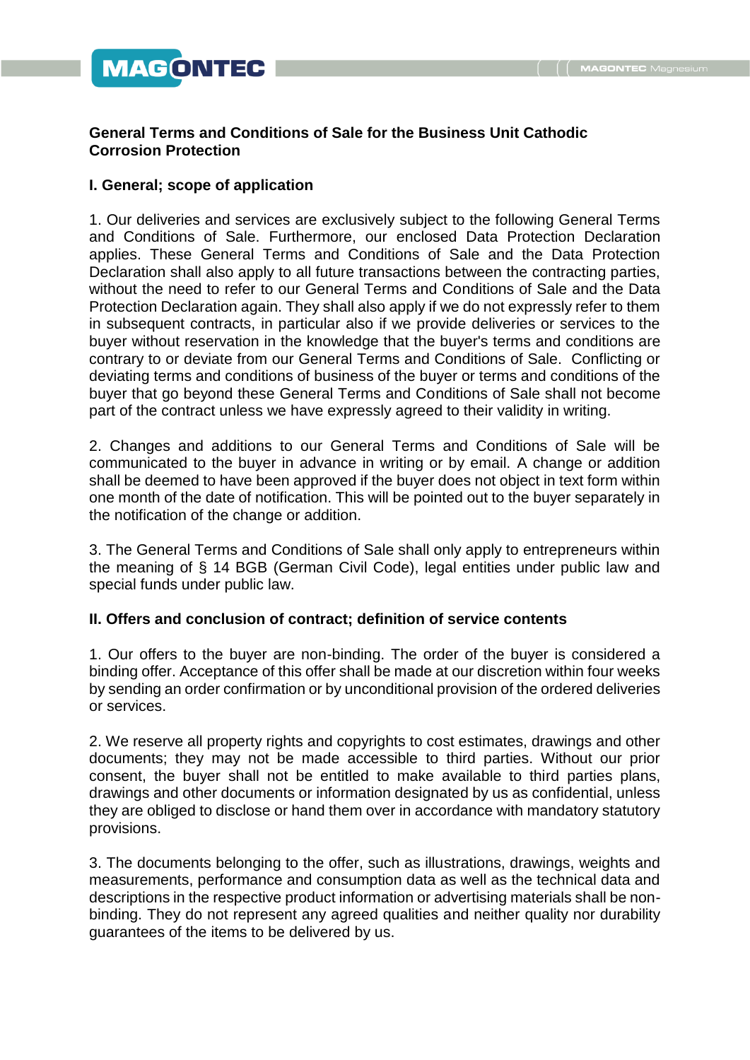# General Terms and Conditions of Sale for the Business Unit Cathodic Corrosion Protection

## I. General; scope of application

1. Our deliveries and services are exclusively subject to the following General Terms and Conditions of Sale. Furthermore, our enclosed Data Protection Declaration applies. These General Terms and Conditions of Sale and the Data Protection Declaration shall also apply to all future transactions between the contracting parties, without the need to refer to our General Terms and Conditions of Sale and the Data Protection Declaration again. They shall also apply if we do not expressly refer to them in subsequent contracts, in particular also if we provide deliveries or services to the buyer without reservation in the knowledge that the buyer's terms and conditions are contrary to or deviate from our General Terms and Conditions of Sale. Conflicting or deviating terms and conditions of business of the buyer or terms and conditions of the buyer that go beyond these General Terms and Conditions of Sale shall not become part of the contract unless we have expressly agreed to their validity in writing.

2. Changes and additions to our General Terms and Conditions of Sale will be communicated to the buyer in advance in writing or by email. A change or addition shall be deemed to have been approved if the buyer does not object in text form within one month of the date of notification. This will be pointed out to the buyer separately in the notification of the change or addition.

3. The General Terms and Conditions of Sale shall only apply to entrepreneurs within the meaning of § 14 BGB (German Civil Code), legal entities under public law and special funds under public law.

## II. Offers and conclusion of contract; definition of service contents

1. Our offers to the buyer are non-binding. The order of the buyer is considered a binding offer. Acceptance of this offer shall be made at our discretion within four weeks by sending an order confirmation or by unconditional provision of the ordered deliveries or services.

2. We reserve all property rights and copyrights to cost estimates, drawings and other documents; they may not be made accessible to third parties. Without our prior consent, the buyer shall not be entitled to make available to third parties plans, drawings and other documents or information designated by us as confidential, unless they are obliged to disclose or hand them over in accordance with mandatory statutory provisions.

3. The documents belonging to the offer, such as illustrations, drawings, weights and measurements, performance and consumption data as well as the technical data and descriptions in the respective product information or advertising materials shall be non-binding. They do not represent any agreed qualities and neither quality nor durability guarantees of the items to be delivered by us.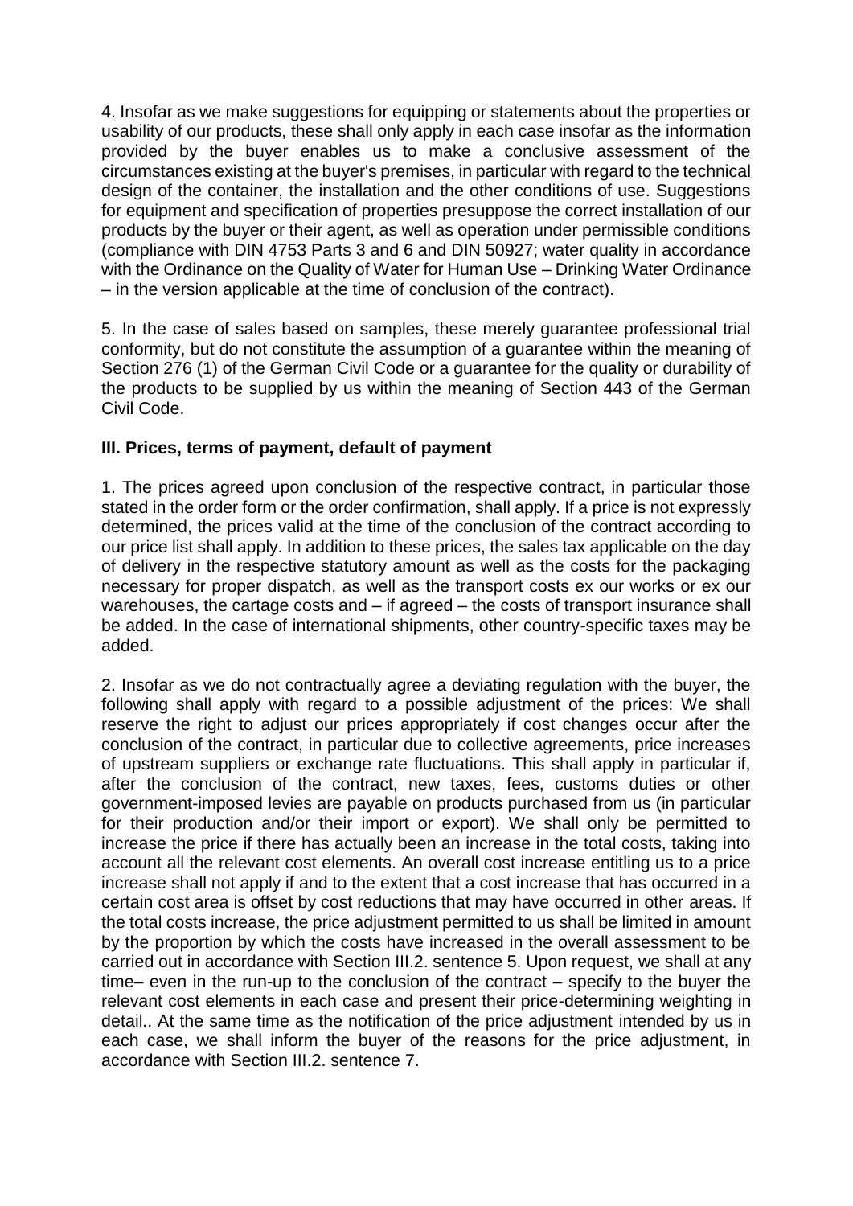4. Insofar as we make suggestions for equipping or statements about the properties or usability of our products, these shall only apply in each case insofar as the information provided by the buyer enables us to make a conclusive assessment of the circumstances existing at the buyer's premises, in particular with regard to the technical design of the container, the installation and the other conditions of use. Suggestions for equipment and specification of properties presuppose the correct installation of our products by the buyer or their agent, as well as operation under permissible conditions (compliance with DIN 4753 Parts 3 and 6 and DIN 50927; water quality in accordance with the Ordinance on the Quality of Water for Human Use – Drinking Water Ordinance – in the version applicable at the time of conclusion of the contract).

5. In the case of sales based on samples, these merely guarantee professional trial conformity, but do not constitute the assumption of a guarantee within the meaning of Section 276 (1) of the German Civil Code or a guarantee for the quality or durability of the products to be supplied by us within the meaning of Section 443 of the German Civil Code.

## III. Prices, terms of payment, default of payment

1. The prices agreed upon conclusion of the respective contract, in particular those stated in the order form or the order confirmation, shall apply. If a price is not expressly determined, the prices valid at the time of the conclusion of the contract according to our price list shall apply. In addition to these prices, the sales tax applicable on the day of delivery in the respective statutory amount as well as the costs for the packaging necessary for proper dispatch, as well as the transport costs ex our works or ex our warehouses, the cartage costs and – if agreed – the costs of transport insurance shall be added. In the case of international shipments, other country-specific taxes may be added.

2. Insofar as we do not contractually agree a deviating regulation with the buyer, the following shall apply with regard to a possible adjustment of the prices: We shall reserve the right to adjust our prices appropriately if cost changes occur after the conclusion of the contract, in particular due to collective agreements, price increases of upstream suppliers or exchange rate fluctuations. This shall apply in particular if, after the conclusion of the contract, new taxes, fees, customs duties or other government-imposed levies are payable on products purchased from us (in particular for their production and/or their import or export). We shall only be permitted to increase the price if there has actually been an increase in the total costs, taking into account all the relevant cost elements. An overall cost increase entitling us to a price increase shall not apply if and to the extent that a cost increase that has occurred in a certain cost area is offset by cost reductions that may have occurred in other areas. If the total costs increase, the price adjustment permitted to us shall be limited in amount by the proportion by which the costs have increased in the overall assessment to be carried out in accordance with Section III.2. sentence 5. Upon request, we shall at any time– even in the run-up to the conclusion of the contract – specify to the buyer the relevant cost elements in each case and present their price-determining weighting in detail.. At the same time as the notification of the price adjustment intended by us in each case, we shall inform the buyer of the reasons for the price adjustment, in accordance with Section III.2. sentence 7.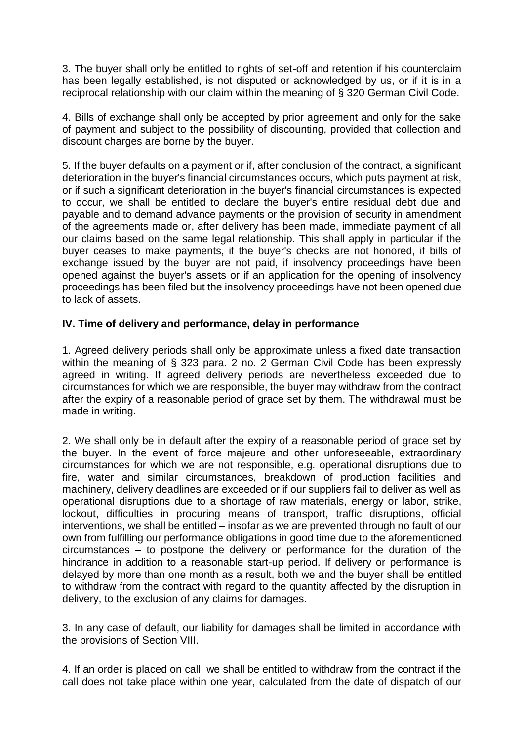3. The buyer shall only be entitled to rights of set-off and retention if his counterclaim has been legally established, is not disputed or acknowledged by us, or if it is in a reciprocal relationship with our claim within the meaning of § 320 German Civil Code.

4. Bills of exchange shall only be accepted by prior agreement and only for the sake of payment and subject to the possibility of discounting, provided that collection and discount charges are borne by the buyer.

5. If the buyer defaults on a payment or if, after conclusion of the contract, a significant deterioration in the buyer's financial circumstances occurs, which puts payment at risk, or if such a significant deterioration in the buyer's financial circumstances is expected to occur, we shall be entitled to declare the buyer's entire residual debt due and payable and to demand advance payments or the provision of security in amendment of the agreements made or, after delivery has been made, immediate payment of all our claims based on the same legal relationship. This shall apply in particular if the buyer ceases to make payments, if the buyer's checks are not honored, if bills of exchange issued by the buyer are not paid, if insolvency proceedings have been opened against the buyer's assets or if an application for the opening of insolvency proceedings has been filed but the insolvency proceedings have not been opened due to lack of assets.

## IV. Time of delivery and performance, delay in performance

1. Agreed delivery periods shall only be approximate unless a fixed date transaction within the meaning of § 323 para. 2 no. 2 German Civil Code has been expressly agreed in writing. If agreed delivery periods are nevertheless exceeded due to circumstances for which we are responsible, the buyer may withdraw from the contract after the expiry of a reasonable period of grace set by them. The withdrawal must be made in writing.

2. We shall only be in default after the expiry of a reasonable period of grace set by the buyer. In the event of force majeure and other unforeseeable, extraordinary circumstances for which we are not responsible, e.g. operational disruptions due to fire, water and similar circumstances, breakdown of production facilities and machinery, delivery deadlines are exceeded or if our suppliers fail to deliver as well as operational disruptions due to a shortage of raw materials, energy or labor, strike, lockout, difficulties in procuring means of transport, traffic disruptions, official interventions, we shall be entitled – insofar as we are prevented through no fault of our own from fulfilling our performance obligations in good time due to the aforementioned circumstances – to postpone the delivery or performance for the duration of the hindrance in addition to a reasonable start-up period. If delivery or performance is delayed by more than one month as a result, both we and the buyer shall be entitled to withdraw from the contract with regard to the quantity affected by the disruption in delivery, to the exclusion of any claims for damages.

3. In any case of default, our liability for damages shall be limited in accordance with the provisions of Section VIII.

4. If an order is placed on call, we shall be entitled to withdraw from the contract if the call does not take place within one year, calculated from the date of dispatch of our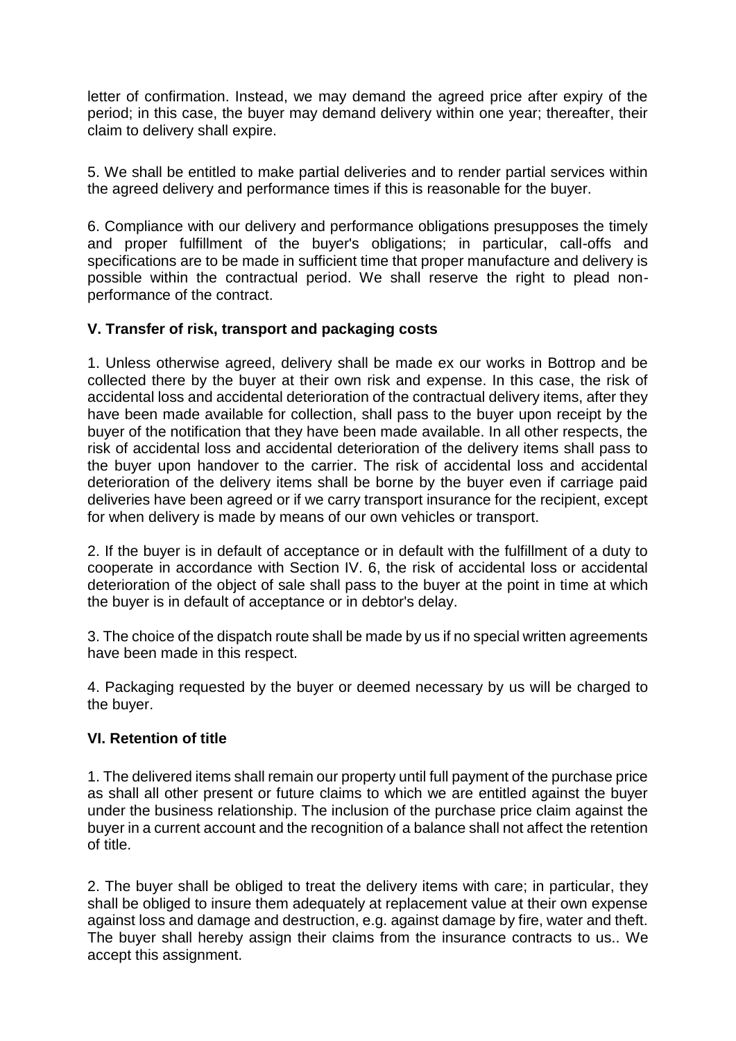letter of confirmation. Instead, we may demand the agreed price after expiry of the period; in this case, the buyer may demand delivery within one year; thereafter, their claim to delivery shall expire.

5. We shall be entitled to make partial deliveries and to render partial services within the agreed delivery and performance times if this is reasonable for the buyer.

6. Compliance with our delivery and performance obligations presupposes the timely and proper fulfillment of the buyer's obligations; in particular, call-offs and specifications are to be made in sufficient time that proper manufacture and delivery is possible within the contractual period. We shall reserve the right to plead non-performance of the contract.

## V. Transfer of risk, transport and packaging costs

1. Unless otherwise agreed, delivery shall be made ex our works in Bottrop and be collected there by the buyer at their own risk and expense. In this case, the risk of accidental loss and accidental deterioration of the contractual delivery items, after they have been made available for collection, shall pass to the buyer upon receipt by the buyer of the notification that they have been made available. In all other respects, the risk of accidental loss and accidental deterioration of the delivery items shall pass to the buyer upon handover to the carrier. The risk of accidental loss and accidental deterioration of the delivery items shall be borne by the buyer even if carriage paid deliveries have been agreed or if we carry transport insurance for the recipient, except for when delivery is made by means of our own vehicles or transport.

2. If the buyer is in default of acceptance or in default with the fulfillment of a duty to cooperate in accordance with Section IV. 6, the risk of accidental loss or accidental deterioration of the object of sale shall pass to the buyer at the point in time at which the buyer is in default of acceptance or in debtor's delay.

3. The choice of the dispatch route shall be made by us if no special written agreements have been made in this respect.

4. Packaging requested by the buyer or deemed necessary by us will be charged to the buyer.

## VI. Retention of title

1. The delivered items shall remain our property until full payment of the purchase price as shall all other present or future claims to which we are entitled against the buyer under the business relationship. The inclusion of the purchase price claim against the buyer in a current account and the recognition of a balance shall not affect the retention of title.

2. The buyer shall be obliged to treat the delivery items with care; in particular, they shall be obliged to insure them adequately at replacement value at their own expense against loss and damage and destruction, e.g. against damage by fire, water and theft. The buyer shall hereby assign their claims from the insurance contracts to us.. We accept this assignment.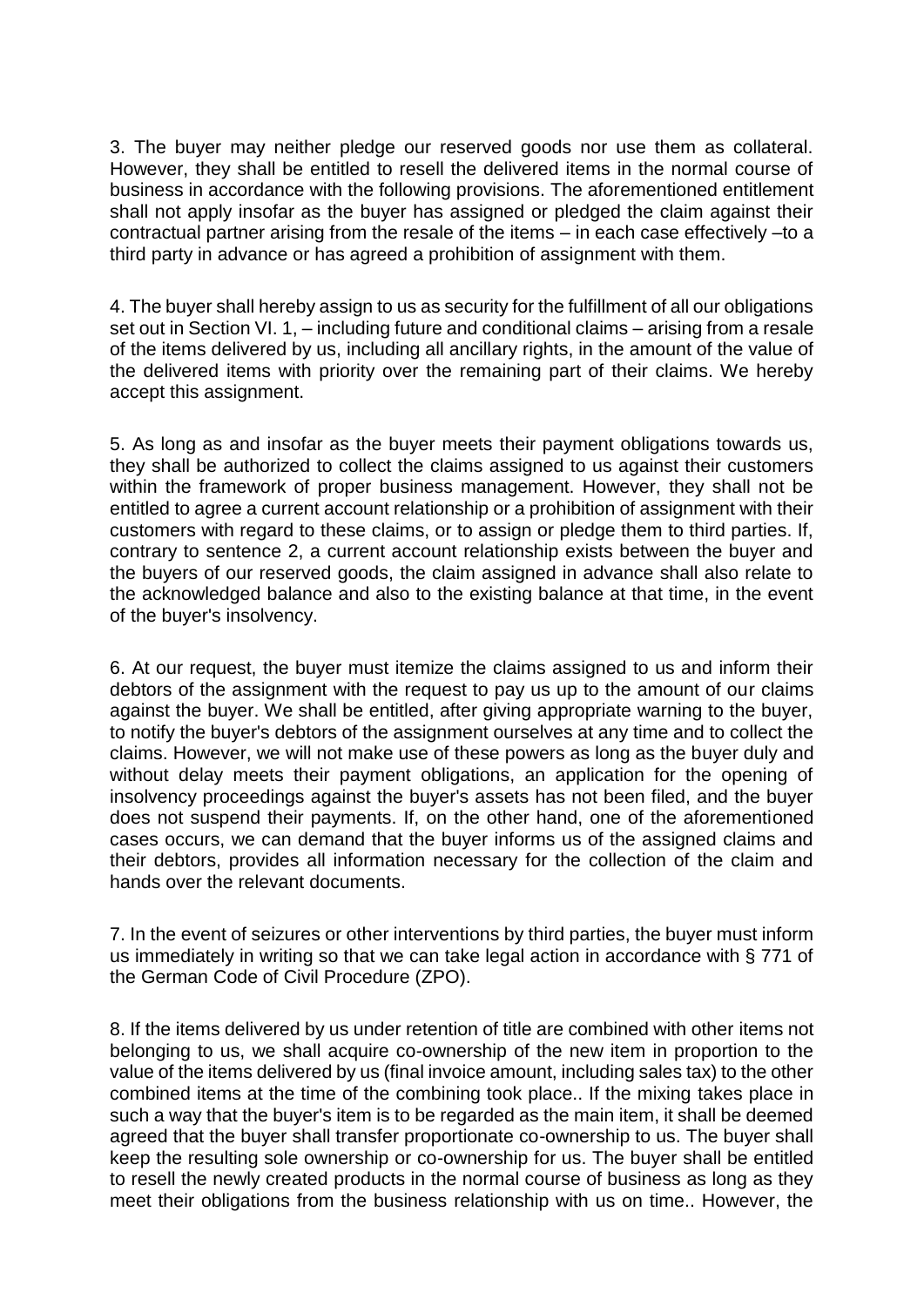3. The buyer may neither pledge our reserved goods nor use them as collateral. However, they shall be entitled to resell the delivered items in the normal course of business in accordance with the following provisions. The aforementioned entitlement shall not apply insofar as the buyer has assigned or pledged the claim against their contractual partner arising from the resale of the items – in each case effectively –to a third party in advance or has agreed a prohibition of assignment with them.

4. The buyer shall hereby assign to us as security for the fulfillment of all our obligations set out in Section VI. 1, – including future and conditional claims – arising from a resale of the items delivered by us, including all ancillary rights, in the amount of the value of the delivered items with priority over the remaining part of their claims. We hereby accept this assignment.

5. As long as and insofar as the buyer meets their payment obligations towards us, they shall be authorized to collect the claims assigned to us against their customers within the framework of proper business management. However, they shall not be entitled to agree a current account relationship or a prohibition of assignment with their customers with regard to these claims, or to assign or pledge them to third parties. If, contrary to sentence 2, a current account relationship exists between the buyer and the buyers of our reserved goods, the claim assigned in advance shall also relate to the acknowledged balance and also to the existing balance at that time, in the event of the buyer's insolvency.

6. At our request, the buyer must itemize the claims assigned to us and inform their debtors of the assignment with the request to pay us up to the amount of our claims against the buyer. We shall be entitled, after giving appropriate warning to the buyer, to notify the buyer's debtors of the assignment ourselves at any time and to collect the claims. However, we will not make use of these powers as long as the buyer duly and without delay meets their payment obligations, an application for the opening of insolvency proceedings against the buyer's assets has not been filed, and the buyer does not suspend their payments. If, on the other hand, one of the aforementioned cases occurs, we can demand that the buyer informs us of the assigned claims and their debtors, provides all information necessary for the collection of the claim and hands over the relevant documents.

7. In the event of seizures or other interventions by third parties, the buyer must inform us immediately in writing so that we can take legal action in accordance with § 771 of the German Code of Civil Procedure (ZPO).

8. If the items delivered by us under retention of title are combined with other items not belonging to us, we shall acquire co-ownership of the new item in proportion to the value of the items delivered by us (final invoice amount, including sales tax) to the other combined items at the time of the combining took place.. If the mixing takes place in such a way that the buyer's item is to be regarded as the main item, it shall be deemed agreed that the buyer shall transfer proportionate co-ownership to us. The buyer shall keep the resulting sole ownership or co-ownership for us. The buyer shall be entitled to resell the newly created products in the normal course of business as long as they meet their obligations from the business relationship with us on time.. However, the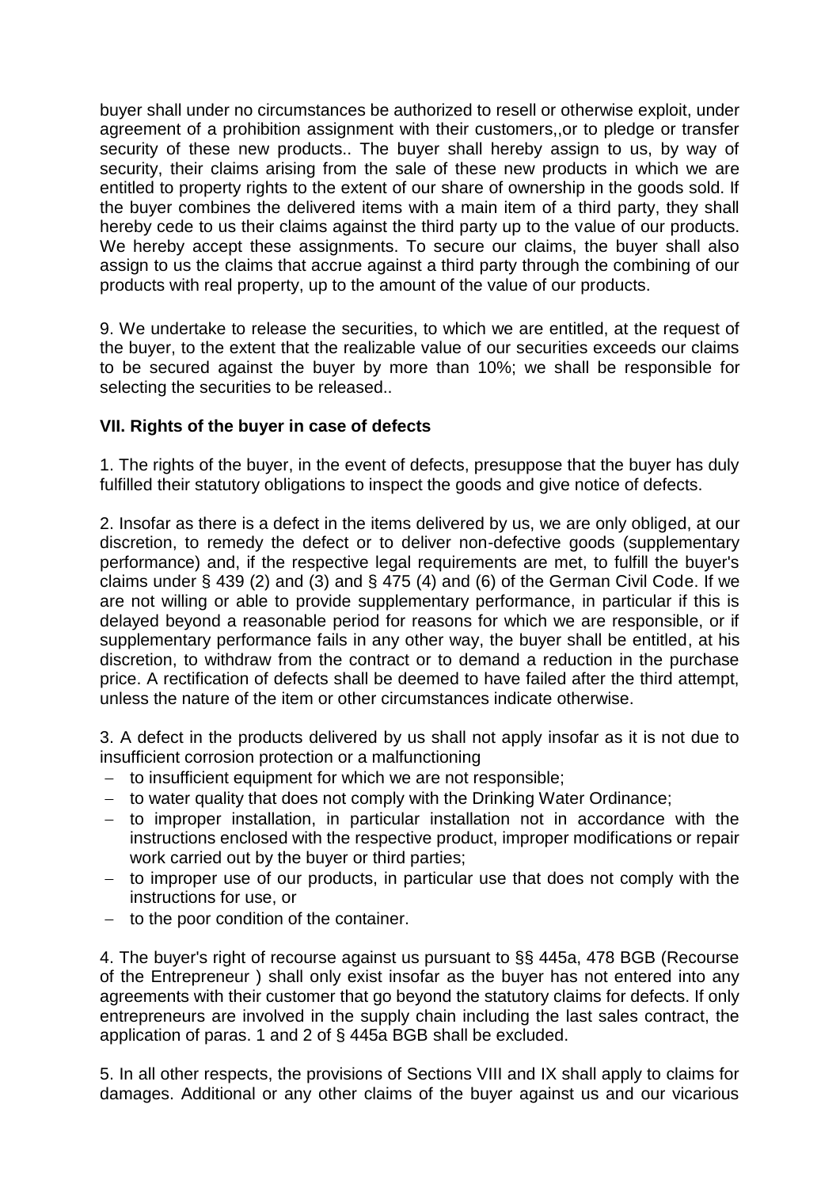buyer shall under no circumstances be authorized to resell or otherwise exploit, under agreement of a prohibition assignment with their customers,,or to pledge or transfer security of these new products.. The buyer shall hereby assign to us, by way of security, their claims arising from the sale of these new products in which we are entitled to property rights to the extent of our share of ownership in the goods sold. If the buyer combines the delivered items with a main item of a third party, they shall hereby cede to us their claims against the third party up to the value of our products. We hereby accept these assignments. To secure our claims, the buyer shall also assign to us the claims that accrue against a third party through the combining of our products with real property, up to the amount of the value of our products.

9. We undertake to release the securities, to which we are entitled, at the request of the buyer, to the extent that the realizable value of our securities exceeds our claims to be secured against the buyer by more than 10%; we shall be responsible for selecting the securities to be released..

**VII. Rights of the buyer in case of defects**

1. The rights of the buyer, in the event of defects, presuppose that the buyer has duly fulfilled their statutory obligations to inspect the goods and give notice of defects.

2. Insofar as there is a defect in the items delivered by us, we are only obliged, at our discretion, to remedy the defect or to deliver non-defective goods (supplementary performance) and, if the respective legal requirements are met, to fulfill the buyer's claims under § 439 (2) and (3) and § 475 (4) and (6) of the German Civil Code. If we are not willing or able to provide supplementary performance, in particular if this is delayed beyond a reasonable period for reasons for which we are responsible, or if supplementary performance fails in any other way, the buyer shall be entitled, at his discretion, to withdraw from the contract or to demand a reduction in the purchase price. A rectification of defects shall be deemed to have failed after the third attempt, unless the nature of the item or other circumstances indicate otherwise.

3. A defect in the products delivered by us shall not apply insofar as it is not due to insufficient corrosion protection or a malfunctioning

- to insufficient equipment for which we are not responsible;
- to water quality that does not comply with the Drinking Water Ordinance;
- to improper installation, in particular installation not in accordance with the instructions enclosed with the respective product, improper modifications or repair work carried out by the buyer or third parties;
- to improper use of our products, in particular use that does not comply with the instructions for use, or
- to the poor condition of the container.

4. The buyer's right of recourse against us pursuant to §§ 445a, 478 BGB (Recourse of the Entrepreneur ) shall only exist insofar as the buyer has not entered into any agreements with their customer that go beyond the statutory claims for defects. If only entrepreneurs are involved in the supply chain including the last sales contract, the application of paras. 1 and 2 of § 445a BGB shall be excluded.

5. In all other respects, the provisions of Sections VIII and IX shall apply to claims for damages. Additional or any other claims of the buyer against us and our vicarious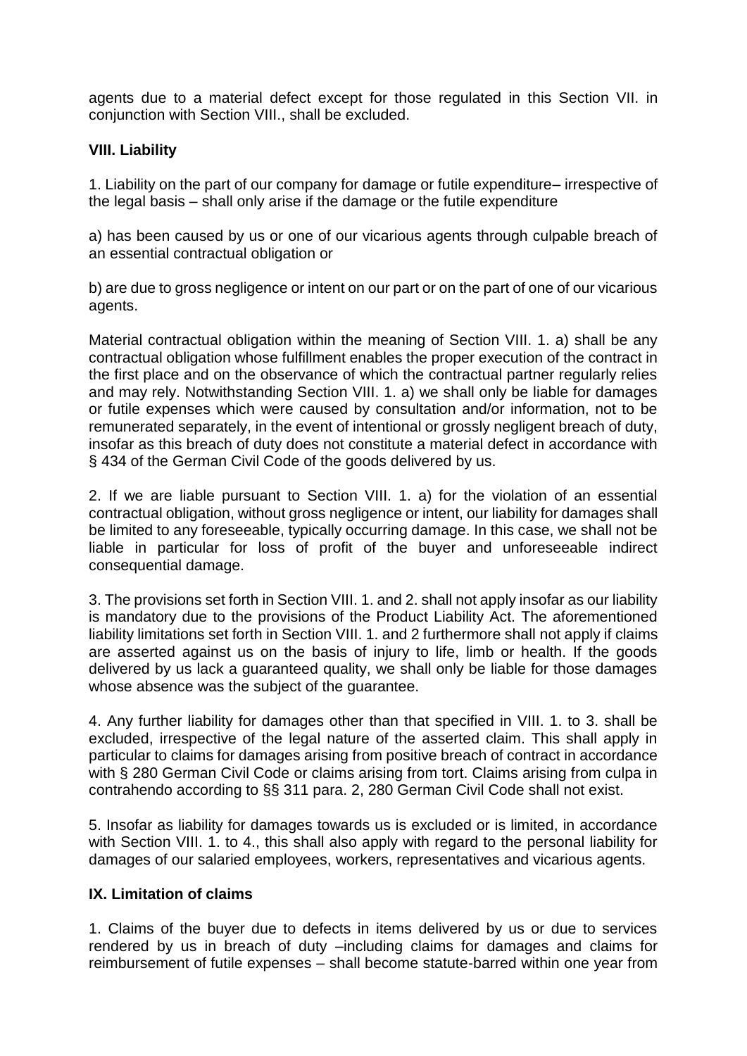agents due to a material defect except for those regulated in this Section VII. in conjunction with Section VIII., shall be excluded.

**VIII. Liability**

1. Liability on the part of our company for damage or futile expenditure– irrespective of the legal basis – shall only arise if the damage or the futile expenditure

a) has been caused by us or one of our vicarious agents through culpable breach of an essential contractual obligation or

b) are due to gross negligence or intent on our part or on the part of one of our vicarious agents.

Material contractual obligation within the meaning of Section VIII. 1. a) shall be any contractual obligation whose fulfillment enables the proper execution of the contract in the first place and on the observance of which the contractual partner regularly relies and may rely. Notwithstanding Section VIII. 1. a) we shall only be liable for damages or futile expenses which were caused by consultation and/or information, not to be remunerated separately, in the event of intentional or grossly negligent breach of duty, insofar as this breach of duty does not constitute a material defect in accordance with § 434 of the German Civil Code of the goods delivered by us.

2. If we are liable pursuant to Section VIII. 1. a) for the violation of an essential contractual obligation, without gross negligence or intent, our liability for damages shall be limited to any foreseeable, typically occurring damage. In this case, we shall not be liable in particular for loss of profit of the buyer and unforeseeable indirect consequential damage.

3. The provisions set forth in Section VIII. 1. and 2. shall not apply insofar as our liability is mandatory due to the provisions of the Product Liability Act. The aforementioned liability limitations set forth in Section VIII. 1. and 2 furthermore shall not apply if claims are asserted against us on the basis of injury to life, limb or health. If the goods delivered by us lack a guaranteed quality, we shall only be liable for those damages whose absence was the subject of the guarantee.

4. Any further liability for damages other than that specified in VIII. 1. to 3. shall be excluded, irrespective of the legal nature of the asserted claim. This shall apply in particular to claims for damages arising from positive breach of contract in accordance with § 280 German Civil Code or claims arising from tort. Claims arising from culpa in contrahendo according to §§ 311 para. 2, 280 German Civil Code shall not exist.

5. Insofar as liability for damages towards us is excluded or is limited, in accordance with Section VIII. 1. to 4., this shall also apply with regard to the personal liability for damages of our salaried employees, workers, representatives and vicarious agents.

**IX. Limitation of claims**

1. Claims of the buyer due to defects in items delivered by us or due to services rendered by us in breach of duty –including claims for damages and claims for reimbursement of futile expenses – shall become statute-barred within one year from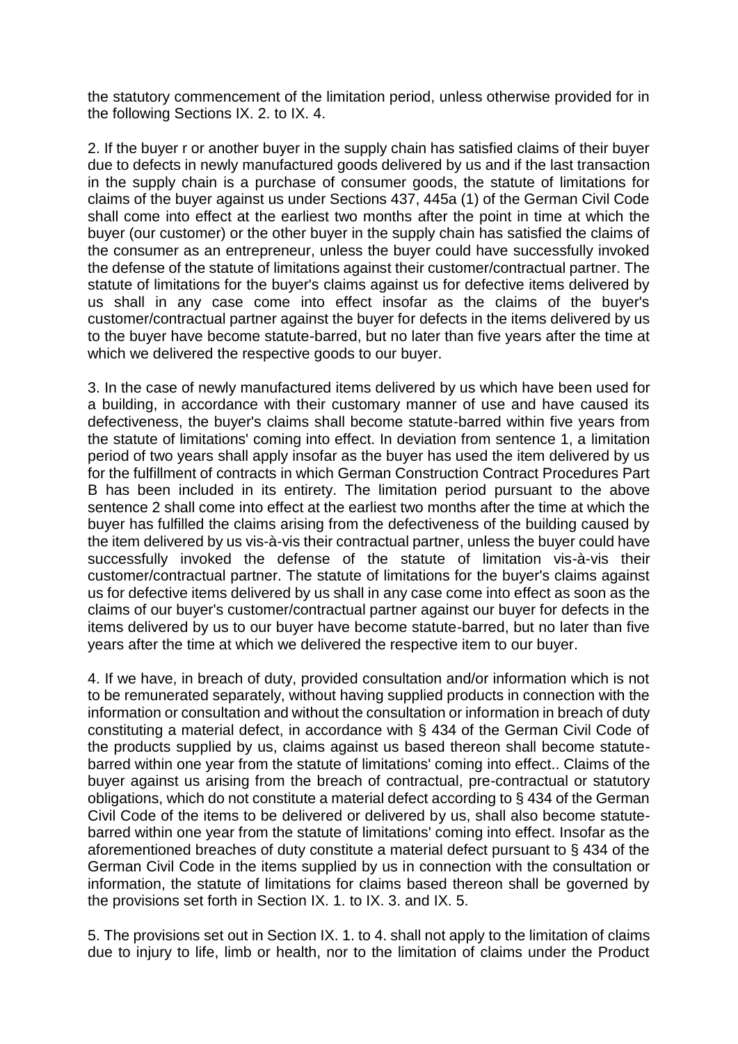the statutory commencement of the limitation period, unless otherwise provided for in the following Sections IX. 2. to IX. 4.

2. If the buyer r or another buyer in the supply chain has satisfied claims of their buyer due to defects in newly manufactured goods delivered by us and if the last transaction in the supply chain is a purchase of consumer goods, the statute of limitations for claims of the buyer against us under Sections 437, 445a (1) of the German Civil Code shall come into effect at the earliest two months after the point in time at which the buyer (our customer) or the other buyer in the supply chain has satisfied the claims of the consumer as an entrepreneur, unless the buyer could have successfully invoked the defense of the statute of limitations against their customer/contractual partner. The statute of limitations for the buyer's claims against us for defective items delivered by us shall in any case come into effect insofar as the claims of the buyer's customer/contractual partner against the buyer for defects in the items delivered by us to the buyer have become statute-barred, but no later than five years after the time at which we delivered the respective goods to our buyer.

3. In the case of newly manufactured items delivered by us which have been used for a building, in accordance with their customary manner of use and have caused its defectiveness, the buyer's claims shall become statute-barred within five years from the statute of limitations' coming into effect. In deviation from sentence 1, a limitation period of two years shall apply insofar as the buyer has used the item delivered by us for the fulfillment of contracts in which German Construction Contract Procedures Part B has been included in its entirety. The limitation period pursuant to the above sentence 2 shall come into effect at the earliest two months after the time at which the buyer has fulfilled the claims arising from the defectiveness of the building caused by the item delivered by us vis-à-vis their contractual partner, unless the buyer could have successfully invoked the defense of the statute of limitation vis-à-vis their customer/contractual partner. The statute of limitations for the buyer's claims against us for defective items delivered by us shall in any case come into effect as soon as the claims of our buyer's customer/contractual partner against our buyer for defects in the items delivered by us to our buyer have become statute-barred, but no later than five years after the time at which we delivered the respective item to our buyer.

4. If we have, in breach of duty, provided consultation and/or information which is not to be remunerated separately, without having supplied products in connection with the information or consultation and without the consultation or information in breach of duty constituting a material defect, in accordance with § 434 of the German Civil Code of the products supplied by us, claims against us based thereon shall become statute-barred within one year from the statute of limitations' coming into effect.. Claims of the buyer against us arising from the breach of contractual, pre-contractual or statutory obligations, which do not constitute a material defect according to § 434 of the German Civil Code of the items to be delivered or delivered by us, shall also become statute-barred within one year from the statute of limitations' coming into effect. Insofar as the aforementioned breaches of duty constitute a material defect pursuant to § 434 of the German Civil Code in the items supplied by us in connection with the consultation or information, the statute of limitations for claims based thereon shall be governed by the provisions set forth in Section IX. 1. to IX. 3. and IX. 5.

5. The provisions set out in Section IX. 1. to 4. shall not apply to the limitation of claims due to injury to life, limb or health, nor to the limitation of claims under the Product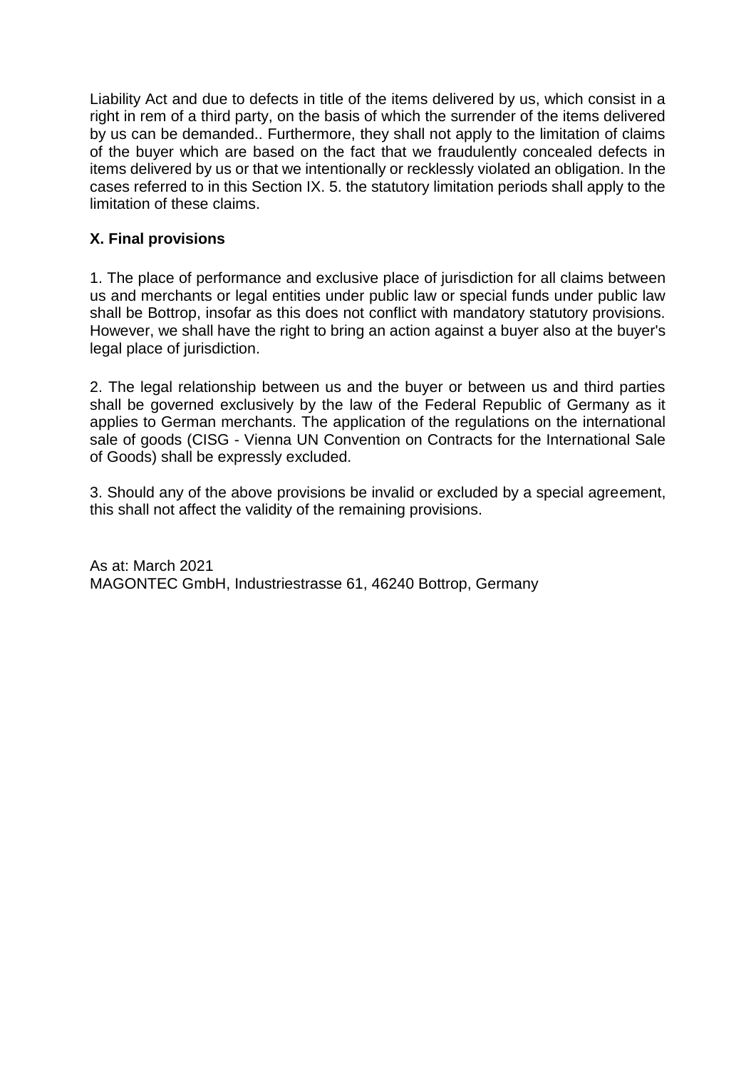Liability Act and due to defects in title of the items delivered by us, which consist in a right in rem of a third party, on the basis of which the surrender of the items delivered by us can be demanded.. Furthermore, they shall not apply to the limitation of claims of the buyer which are based on the fact that we fraudulently concealed defects in items delivered by us or that we intentionally or recklessly violated an obligation. In the cases referred to in this Section IX. 5. the statutory limitation periods shall apply to the limitation of these claims.

### X. Final provisions

1. The place of performance and exclusive place of jurisdiction for all claims between us and merchants or legal entities under public law or special funds under public law shall be Bottrop, insofar as this does not conflict with mandatory statutory provisions. However, we shall have the right to bring an action against a buyer also at the buyer's legal place of jurisdiction.

2. The legal relationship between us and the buyer or between us and third parties shall be governed exclusively by the law of the Federal Republic of Germany as it applies to German merchants. The application of the regulations on the international sale of goods (CISG - Vienna UN Convention on Contracts for the International Sale of Goods) shall be expressly excluded.

3. Should any of the above provisions be invalid or excluded by a special agreement, this shall not affect the validity of the remaining provisions.

As at: March 2021
MAGONTEC GmbH, Industriestrasse 61, 46240 Bottrop, Germany